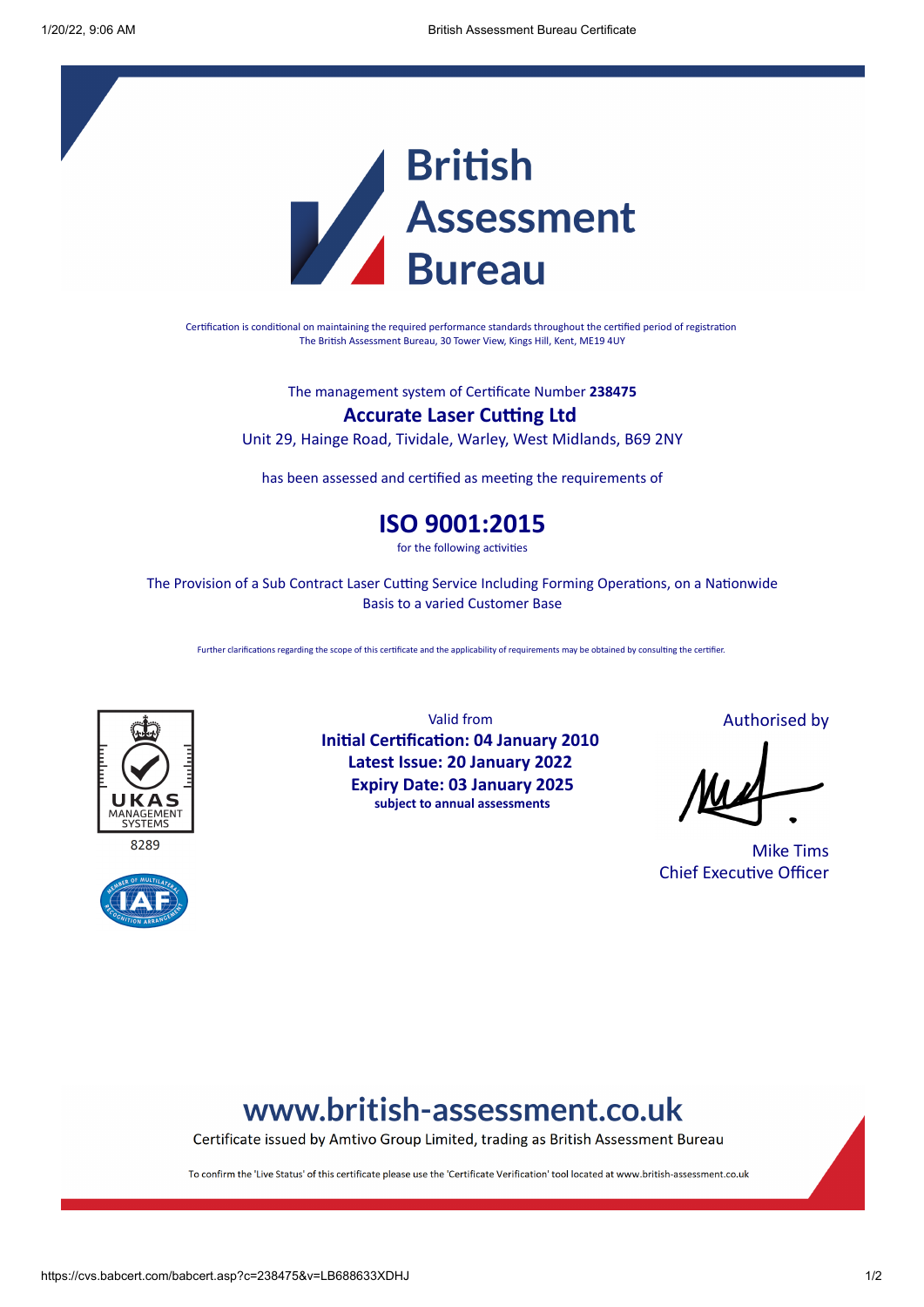# British Assessment Bureau

Certification is conditional on maintaining the required performance standards throughout the certified period of registration
The British Assessment Bureau, 30 Tower View, Kings Hill, Kent, ME19 4UY

The management system of Certificate Number **238475**

## Accurate Laser Cutting Ltd

Unit 29, Hainge Road, Tividale, Warley, West Midlands, B69 2NY

has been assessed and certified as meeting the requirements of

## ISO 9001:2015

for the following activities

The Provision of a Sub Contract Laser Cutting Service Including Forming Operations, on a Nationwide Basis to a varied Customer Base

Further clarifications regarding the scope of this certificate and the applicability of requirements may be obtained by consulting the certifier.

UKAS MANAGEMENT SYSTEMS
8289

Valid from
**Initial Certification: 04 January 2010**
**Latest Issue: 20 January 2022**
**Expiry Date: 03 January 2025**
**subject to annual assessments**

Authorised by

Mike Tims
Chief Executive Officer

## www.british-assessment.co.uk

Certificate issued by Amtivo Group Limited, trading as British Assessment Bureau

To confirm the 'Live Status' of this certificate please use the 'Certificate Verification' tool located at www.british-assessment.co.uk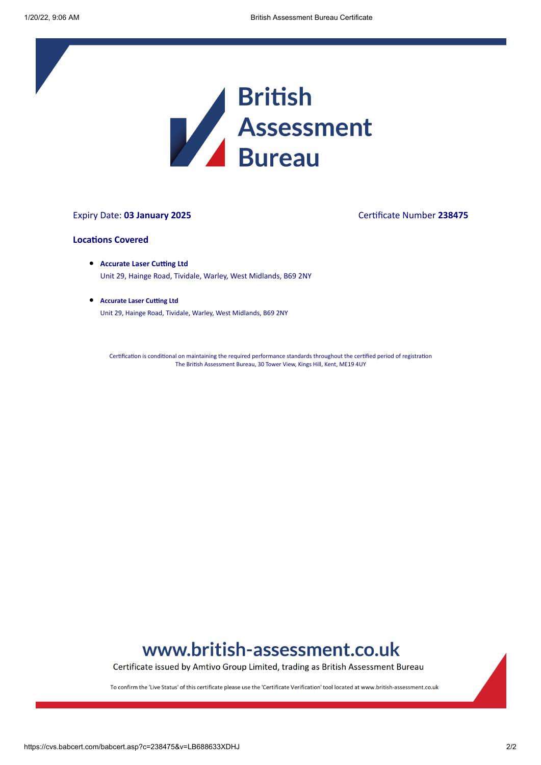# British Assessment Bureau

Expiry Date: **03 January 2025**

Certificate Number **238475**

## Locations Covered

- **Accurate Laser Cutting Ltd**
  Unit 29, Hainge Road, Tividale, Warley, West Midlands, B69 2NY

- **Accurate Laser Cutting Ltd**
  Unit 29, Hainge Road, Tividale, Warley, West Midlands, B69 2NY

Certification is conditional on maintaining the required performance standards throughout the certified period of registration
The British Assessment Bureau, 30 Tower View, Kings Hill, Kent, ME19 4UY

## www.british-assessment.co.uk

Certificate issued by Amtivo Group Limited, trading as British Assessment Bureau

To confirm the 'Live Status' of this certificate please use the 'Certificate Verification' tool located at www.british-assessment.co.uk